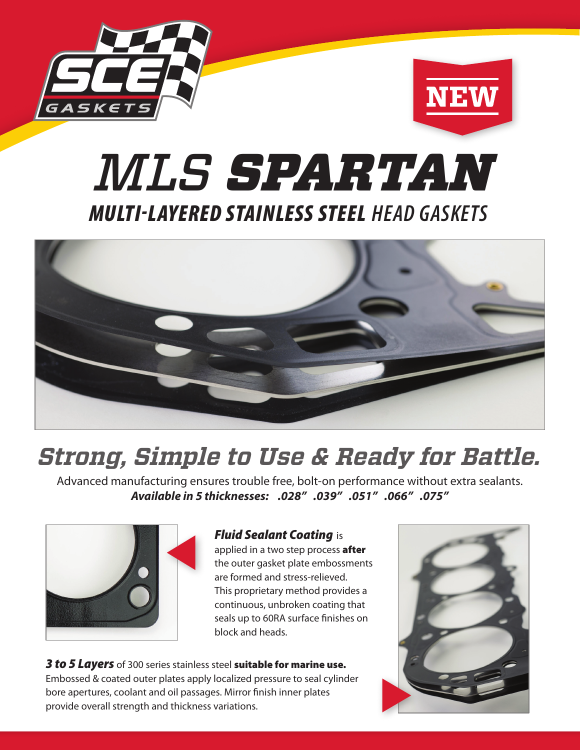SCE GASKETS

**NEW**

# *MLS* ***SPARTAN***

## ***MULTI-LAYERED STAINLESS STEEL*** *HEAD GASKETS*

## *Strong, Simple to Use & Ready for Battle.*

Advanced manufacturing ensures trouble free, bolt-on performance without extra sealants.
***Available in 5 thicknesses: .028" .039" .051" .066" .075"***

***Fluid Sealant Coating*** is applied in a two step process **after** the outer gasket plate embossments are formed and stress-relieved. This proprietary method provides a continuous, unbroken coating that seals up to 60RA surface finishes on block and heads.

***3 to 5 Layers*** of 300 series stainless steel **suitable for marine use.** Embossed & coated outer plates apply localized pressure to seal cylinder bore apertures, coolant and oil passages. Mirror finish inner plates provide overall strength and thickness variations.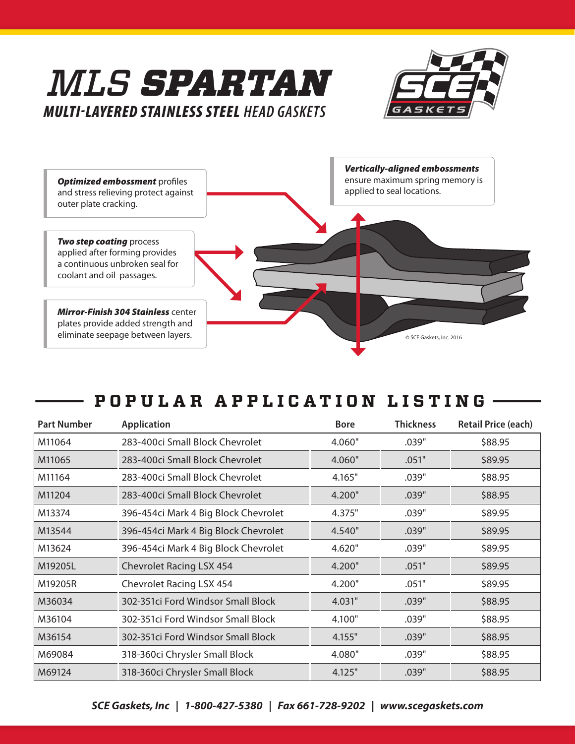# *MLS* ***SPARTAN***

***MULTI-LAYERED STAINLESS STEEL*** *HEAD GASKETS*

SCE GASKETS

***Optimized embossment*** profiles and stress relieving protect against outer plate cracking.

***Two step coating*** process applied after forming provides a continuous unbroken seal for coolant and oil passages.

***Mirror-Finish 304 Stainless*** center plates provide added strength and eliminate seepage between layers.

***Vertically-aligned embossments*** ensure maximum spring memory is applied to seal locations.

© SCE Gaskets, Inc. 2016

## POPULAR APPLICATION LISTING

| Part Number | Application | Bore | Thickness | Retail Price (each) |
|---|---|---|---|---|
| M11064 | 283-400ci Small Block Chevrolet | 4.060" | .039" | $88.95 |
| M11065 | 283-400ci Small Block Chevrolet | 4.060" | .051" | $89.95 |
| M11164 | 283-400ci Small Block Chevrolet | 4.165" | .039" | $88.95 |
| M11204 | 283-400ci Small Block Chevrolet | 4.200" | .039" | $88.95 |
| M13374 | 396-454ci Mark 4 Big Block Chevrolet | 4.375" | .039" | $89.95 |
| M13544 | 396-454ci Mark 4 Big Block Chevrolet | 4.540" | .039" | $89.95 |
| M13624 | 396-454ci Mark 4 Big Block Chevrolet | 4.620" | .039" | $89.95 |
| M19205L | Chevrolet Racing LSX 454 | 4.200" | .051" | $89.95 |
| M19205R | Chevrolet Racing LSX 454 | 4.200" | .051" | $89.95 |
| M36034 | 302-351ci Ford Windsor Small Block | 4.031" | .039" | $88.95 |
| M36104 | 302-351ci Ford Windsor Small Block | 4.100" | .039" | $88.95 |
| M36154 | 302-351ci Ford Windsor Small Block | 4.155" | .039" | $88.95 |
| M69084 | 318-360ci Chrysler Small Block | 4.080" | .039" | $88.95 |
| M69124 | 318-360ci Chrysler Small Block | 4.125" | .039" | $88.95 |

***SCE Gaskets, Inc | 1-800-427-5380 | Fax 661-728-9202 | www.scegaskets.com***